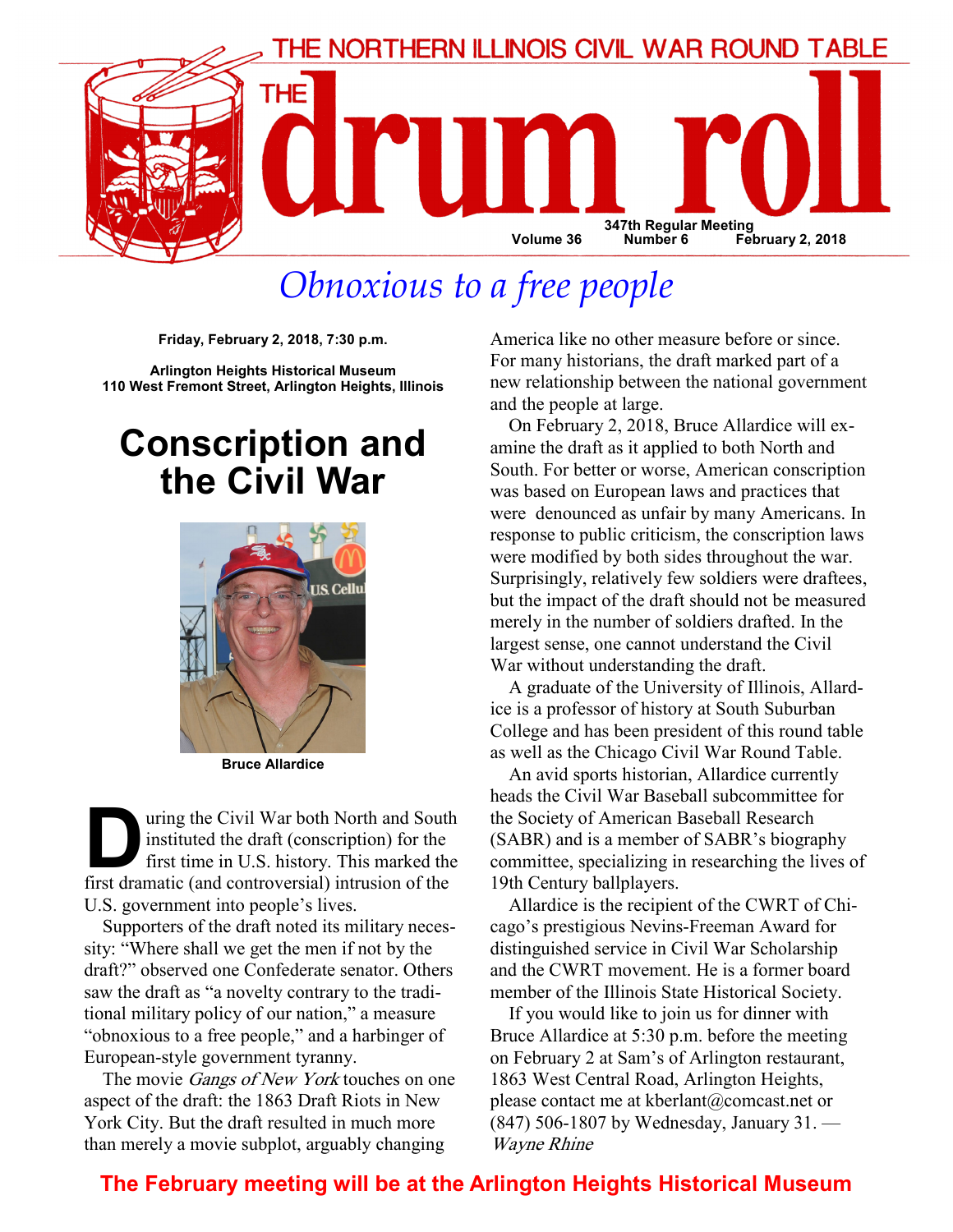THE NORTHERN ILLINOIS CIVIL WAR ROUND TABLE

# THE drum roll

Volume 36 — 347th Regular Meeting, Number 6 — February 2, 2018

## *Obnoxious to a free people*

**Friday, February 2, 2018, 7:30 p.m.**

**Arlington Heights Historical Museum**
**110 West Fremont Street, Arlington Heights, Illinois**

# Conscription and the Civil War

**Bruce Allardice**

During the Civil War both North and South instituted the draft (conscription) for the first time in U.S. history. This marked the first dramatic (and controversial) intrusion of the U.S. government into people's lives.

Supporters of the draft noted its military necessity: "Where shall we get the men if not by the draft?" observed one Confederate senator. Others saw the draft as "a novelty contrary to the traditional military policy of our nation," a measure "obnoxious to a free people," and a harbinger of European-style government tyranny.

The movie *Gangs of New York* touches on one aspect of the draft: the 1863 Draft Riots in New York City. But the draft resulted in much more than merely a movie subplot, arguably changing America like no other measure before or since. For many historians, the draft marked part of a new relationship between the national government and the people at large.

On February 2, 2018, Bruce Allardice will examine the draft as it applied to both North and South. For better or worse, American conscription was based on European laws and practices that were denounced as unfair by many Americans. In response to public criticism, the conscription laws were modified by both sides throughout the war. Surprisingly, relatively few soldiers were draftees, but the impact of the draft should not be measured merely in the number of soldiers drafted. In the largest sense, one cannot understand the Civil War without understanding the draft.

A graduate of the University of Illinois, Allardice is a professor of history at South Suburban College and has been president of this round table as well as the Chicago Civil War Round Table.

An avid sports historian, Allardice currently heads the Civil War Baseball subcommittee for the Society of American Baseball Research (SABR) and is a member of SABR's biography committee, specializing in researching the lives of 19th Century ballplayers.

Allardice is the recipient of the CWRT of Chicago's prestigious Nevins-Freeman Award for distinguished service in Civil War Scholarship and the CWRT movement. He is a former board member of the Illinois State Historical Society.

If you would like to join us for dinner with Bruce Allardice at 5:30 p.m. before the meeting on February 2 at Sam's of Arlington restaurant, 1863 West Central Road, Arlington Heights, please contact me at kberlant@comcast.net or (847) 506-1807 by Wednesday, January 31. — *Wayne Rhine*

**The February meeting will be at the Arlington Heights Historical Museum**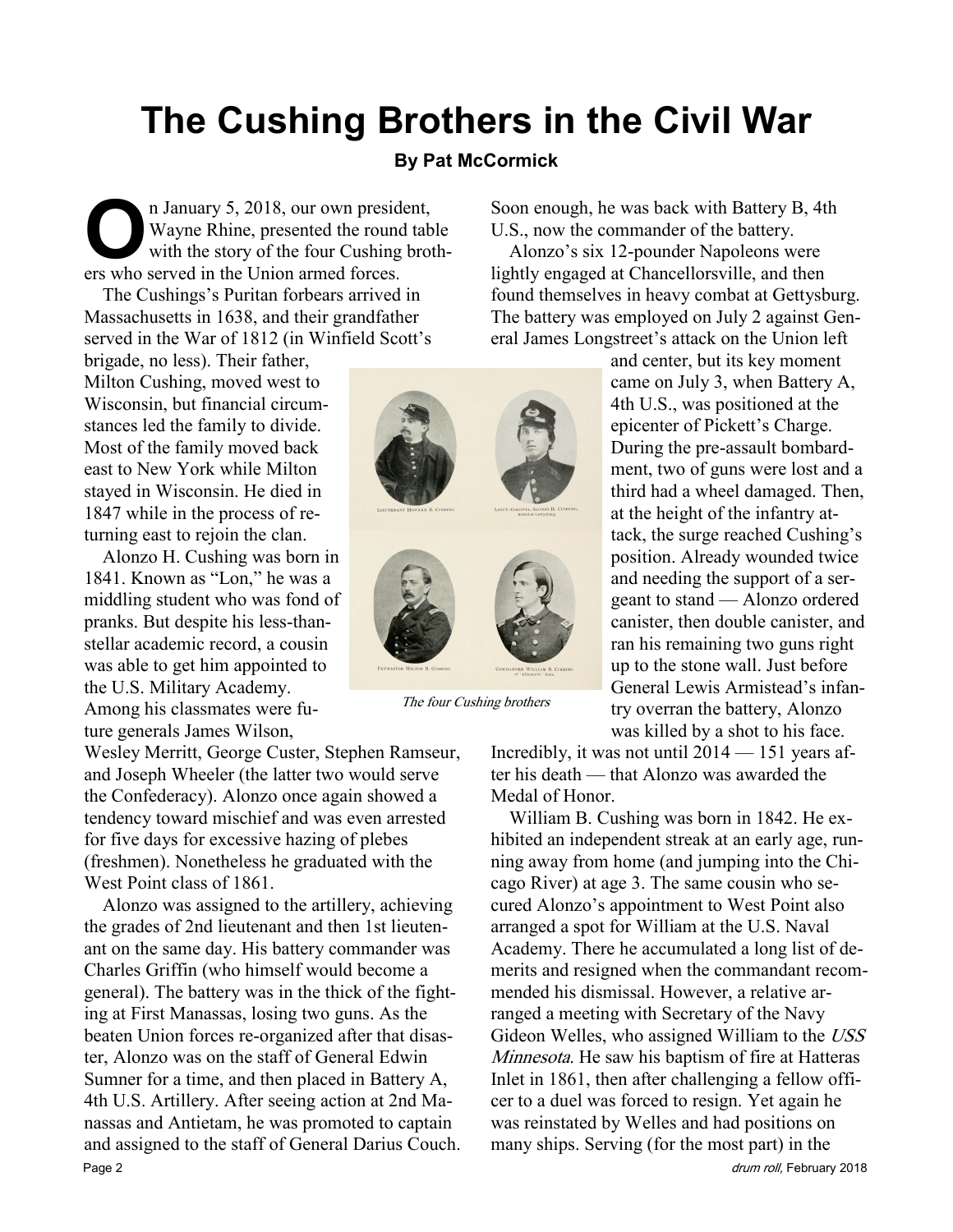# The Cushing Brothers in the Civil War

**By Pat McCormick**

On January 5, 2018, our own president, Wayne Rhine, presented the round table with the story of the four Cushing brothers who served in the Union armed forces.

The Cushings's Puritan forbears arrived in Massachusetts in 1638, and their grandfather served in the War of 1812 (in Winfield Scott's brigade, no less). Their father, Milton Cushing, moved west to Wisconsin, but financial circumstances led the family to divide. Most of the family moved back east to New York while Milton stayed in Wisconsin. He died in 1847 while in the process of returning east to rejoin the clan.

Alonzo H. Cushing was born in 1841. Known as "Lon," he was a middling student who was fond of pranks. But despite his less-than-stellar academic record, a cousin was able to get him appointed to the U.S. Military Academy. Among his classmates were future generals James Wilson, Wesley Merritt, George Custer, Stephen Ramseur, and Joseph Wheeler (the latter two would serve the Confederacy). Alonzo once again showed a tendency toward mischief and was even arrested for five days for excessive hazing of plebes (freshmen). Nonetheless he graduated with the West Point class of 1861.

Alonzo was assigned to the artillery, achieving the grades of 2nd lieutenant and then 1st lieutenant on the same day. His battery commander was Charles Griffin (who himself would become a general). The battery was in the thick of the fighting at First Manassas, losing two guns. As the beaten Union forces re-organized after that disaster, Alonzo was on the staff of General Edwin Sumner for a time, and then placed in Battery A, 4th U.S. Artillery. After seeing action at 2nd Manassas and Antietam, he was promoted to captain and assigned to the staff of General Darius Couch. Soon enough, he was back with Battery B, 4th U.S., now the commander of the battery.

Alonzo's six 12-pounder Napoleons were lightly engaged at Chancellorsville, and then found themselves in heavy combat at Gettysburg. The battery was employed on July 2 against General James Longstreet's attack on the Union left and center, but its key moment came on July 3, when Battery A, 4th U.S., was positioned at the epicenter of Pickett's Charge. During the pre-assault bombardment, two of guns were lost and a third had a wheel damaged. Then, at the height of the infantry attack, the surge reached Cushing's position. Already wounded twice and needing the support of a sergeant to stand — Alonzo ordered canister, then double canister, and ran his remaining two guns right up to the stone wall. Just before General Lewis Armistead's infantry overran the battery, Alonzo was killed by a shot to his face.

*The four Cushing brothers*

Incredibly, it was not until 2014 — 151 years after his death — that Alonzo was awarded the Medal of Honor.

William B. Cushing was born in 1842. He exhibited an independent streak at an early age, running away from home (and jumping into the Chicago River) at age 3. The same cousin who secured Alonzo's appointment to West Point also arranged a spot for William at the U.S. Naval Academy. There he accumulated a long list of demerits and resigned when the commandant recommended his dismissal. However, a relative arranged a meeting with Secretary of the Navy Gideon Welles, who assigned William to the *USS Minnesota.* He saw his baptism of fire at Hatteras Inlet in 1861, then after challenging a fellow officer to a duel was forced to resign. Yet again he was reinstated by Welles and had positions on many ships. Serving (for the most part) in the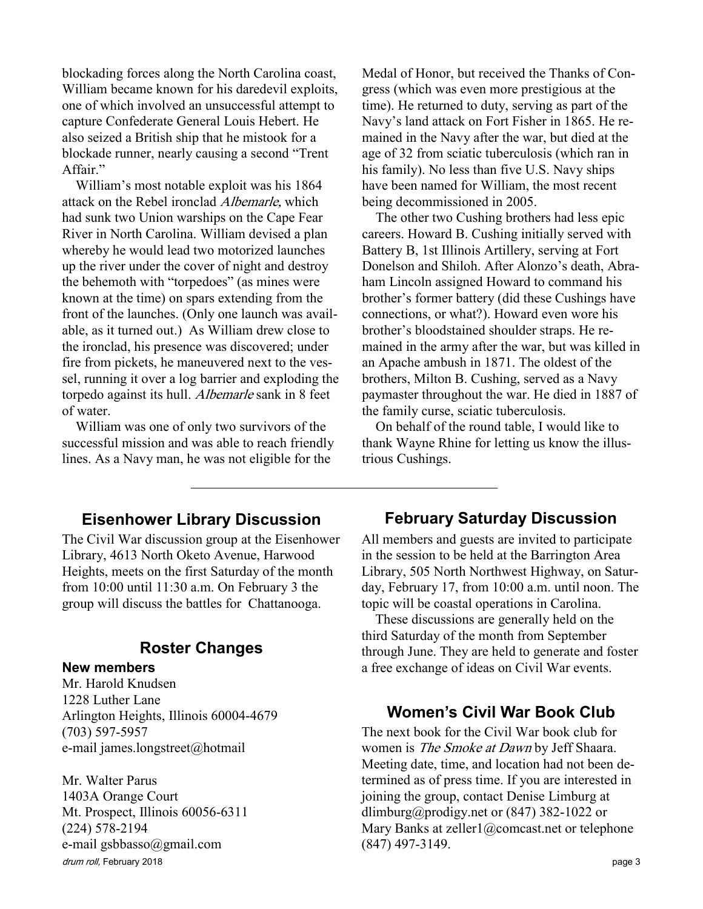blockading forces along the North Carolina coast, William became known for his daredevil exploits, one of which involved an unsuccessful attempt to capture Confederate General Louis Hebert. He also seized a British ship that he mistook for a blockade runner, nearly causing a second "Trent Affair."

William's most notable exploit was his 1864 attack on the Rebel ironclad *Albemarle,* which had sunk two Union warships on the Cape Fear River in North Carolina. William devised a plan whereby he would lead two motorized launches up the river under the cover of night and destroy the behemoth with "torpedoes" (as mines were known at the time) on spars extending from the front of the launches. (Only one launch was available, as it turned out.) As William drew close to the ironclad, his presence was discovered; under fire from pickets, he maneuvered next to the vessel, running it over a log barrier and exploding the torpedo against its hull. *Albemarle* sank in 8 feet of water.

William was one of only two survivors of the successful mission and was able to reach friendly lines. As a Navy man, he was not eligible for the Medal of Honor, but received the Thanks of Congress (which was even more prestigious at the time). He returned to duty, serving as part of the Navy's land attack on Fort Fisher in 1865. He remained in the Navy after the war, but died at the age of 32 from sciatic tuberculosis (which ran in his family). No less than five U.S. Navy ships have been named for William, the most recent being decommissioned in 2005.

The other two Cushing brothers had less epic careers. Howard B. Cushing initially served with Battery B, 1st Illinois Artillery, serving at Fort Donelson and Shiloh. After Alonzo's death, Abraham Lincoln assigned Howard to command his brother's former battery (did these Cushings have connections, or what?). Howard even wore his brother's bloodstained shoulder straps. He remained in the army after the war, but was killed in an Apache ambush in 1871. The oldest of the brothers, Milton B. Cushing, served as a Navy paymaster throughout the war. He died in 1887 of the family curse, sciatic tuberculosis.

On behalf of the round table, I would like to thank Wayne Rhine for letting us know the illustrious Cushings.

---

## Eisenhower Library Discussion

The Civil War discussion group at the Eisenhower Library, 4613 North Oketo Avenue, Harwood Heights, meets on the first Saturday of the month from 10:00 until 11:30 a.m. On February 3 the group will discuss the battles for Chattanooga.

## Roster Changes

**New members**

Mr. Harold Knudsen
1228 Luther Lane
Arlington Heights, Illinois 60004-4679
(703) 597-5957
e-mail james.longstreet@hotmail

Mr. Walter Parus
1403A Orange Court
Mt. Prospect, Illinois 60056-6311
(224) 578-2194
e-mail gsbbasso@gmail.com

## February Saturday Discussion

All members and guests are invited to participate in the session to be held at the Barrington Area Library, 505 North Northwest Highway, on Saturday, February 17, from 10:00 a.m. until noon. The topic will be coastal operations in Carolina.

These discussions are generally held on the third Saturday of the month from September through June. They are held to generate and foster a free exchange of ideas on Civil War events.

## Women's Civil War Book Club

The next book for the Civil War book club for women is *The Smoke at Dawn* by Jeff Shaara. Meeting date, time, and location had not been determined as of press time. If you are interested in joining the group, contact Denise Limburg at dlimburg@prodigy.net or (847) 382-1022 or Mary Banks at zeller1@comcast.net or telephone (847) 497-3149.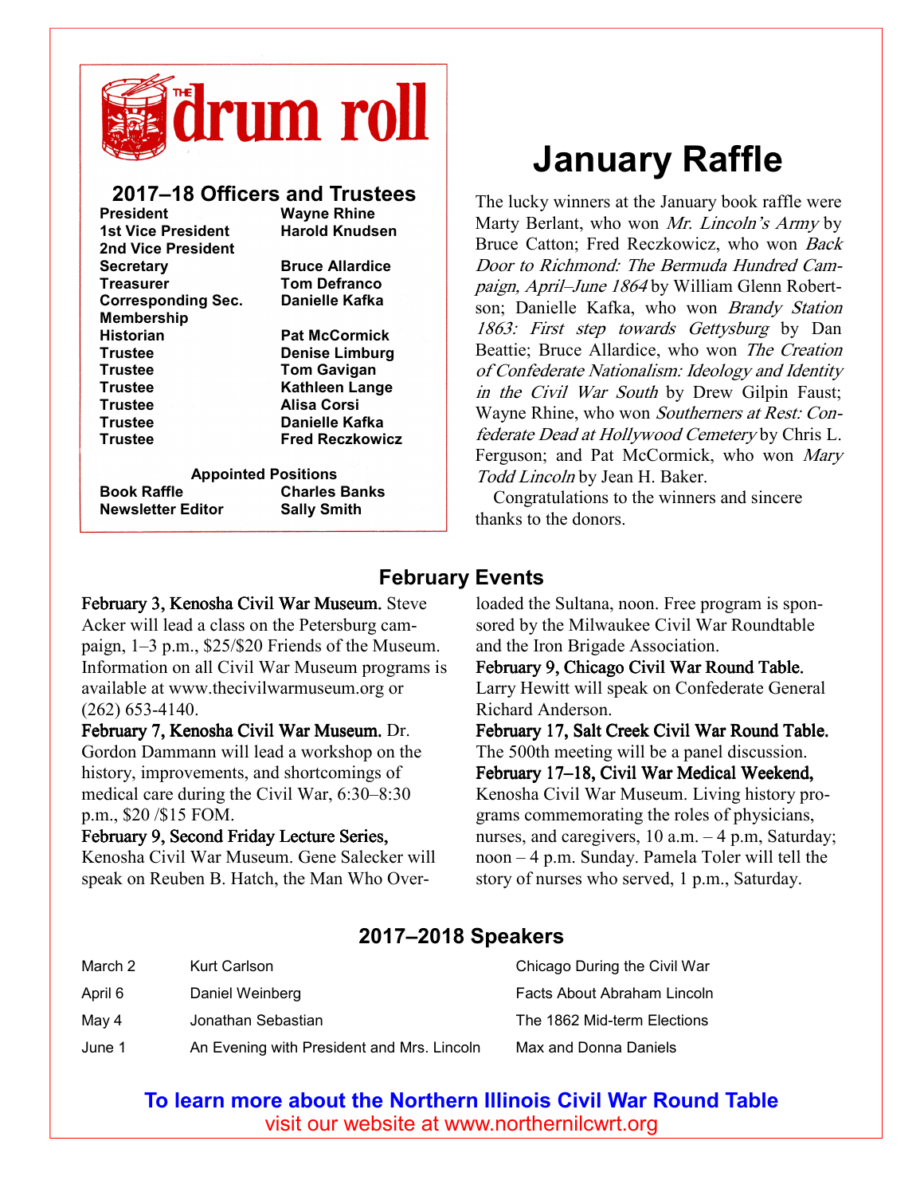# THE drum roll

## 2017–18 Officers and Trustees

| | |
|---|---|
| **President** | **Wayne Rhine** |
| **1st Vice President** | **Harold Knudsen** |
| **2nd Vice President** | |
| **Secretary** | **Bruce Allardice** |
| **Treasurer** | **Tom Defranco** |
| **Corresponding Sec.** | **Danielle Kafka** |
| **Membership** | |
| **Historian** | **Pat McCormick** |
| **Trustee** | **Denise Limburg** |
| **Trustee** | **Tom Gavigan** |
| **Trustee** | **Kathleen Lange** |
| **Trustee** | **Alisa Corsi** |
| **Trustee** | **Danielle Kafka** |
| **Trustee** | **Fred Reczkowicz** |

**Appointed Positions**

| | |
|---|---|
| **Book Raffle** | **Charles Banks** |
| **Newsletter Editor** | **Sally Smith** |

# January Raffle

The lucky winners at the January book raffle were Marty Berlant, who won *Mr. Lincoln's Army* by Bruce Catton; Fred Reczkowicz, who won *Back Door to Richmond: The Bermuda Hundred Campaign, April–June 1864* by William Glenn Robertson; Danielle Kafka, who won *Brandy Station 1863: First step towards Gettysburg* by Dan Beattie; Bruce Allardice, who won *The Creation of Confederate Nationalism: Ideology and Identity in the Civil War South* by Drew Gilpin Faust; Wayne Rhine, who won *Southerners at Rest: Confederate Dead at Hollywood Cemetery* by Chris L. Ferguson; and Pat McCormick, who won *Mary Todd Lincoln* by Jean H. Baker.

Congratulations to the winners and sincere thanks to the donors.

## February Events

**February 3, Kenosha Civil War Museum.** Steve Acker will lead a class on the Petersburg campaign, 1–3 p.m., $25/$20 Friends of the Museum. Information on all Civil War Museum programs is available at www.thecivilwarmuseum.org or (262) 653-4140.

**February 7, Kenosha Civil War Museum.** Dr. Gordon Dammann will lead a workshop on the history, improvements, and shortcomings of medical care during the Civil War, 6:30–8:30 p.m., $20 /$15 FOM.

**February 9, Second Friday Lecture Series,** Kenosha Civil War Museum. Gene Salecker will speak on Reuben B. Hatch, the Man Who Overloaded the Sultana, noon. Free program is sponsored by the Milwaukee Civil War Roundtable and the Iron Brigade Association.

**February 9, Chicago Civil War Round Table.** Larry Hewitt will speak on Confederate General Richard Anderson.

**February 17, Salt Creek Civil War Round Table.** The 500th meeting will be a panel discussion.

**February 17–18, Civil War Medical Weekend,** Kenosha Civil War Museum. Living history programs commemorating the roles of physicians, nurses, and caregivers, 10 a.m. – 4 p.m, Saturday; noon – 4 p.m. Sunday. Pamela Toler will tell the story of nurses who served, 1 p.m., Saturday.

## 2017–2018 Speakers

| | | |
|---|---|---|
| March 2 | Kurt Carlson | Chicago During the Civil War |
| April 6 | Daniel Weinberg | Facts About Abraham Lincoln |
| May 4 | Jonathan Sebastian | The 1862 Mid-term Elections |
| June 1 | An Evening with President and Mrs. Lincoln | Max and Donna Daniels |

**To learn more about the Northern Illinois Civil War Round Table**
visit our website at www.northernilcwrt.org